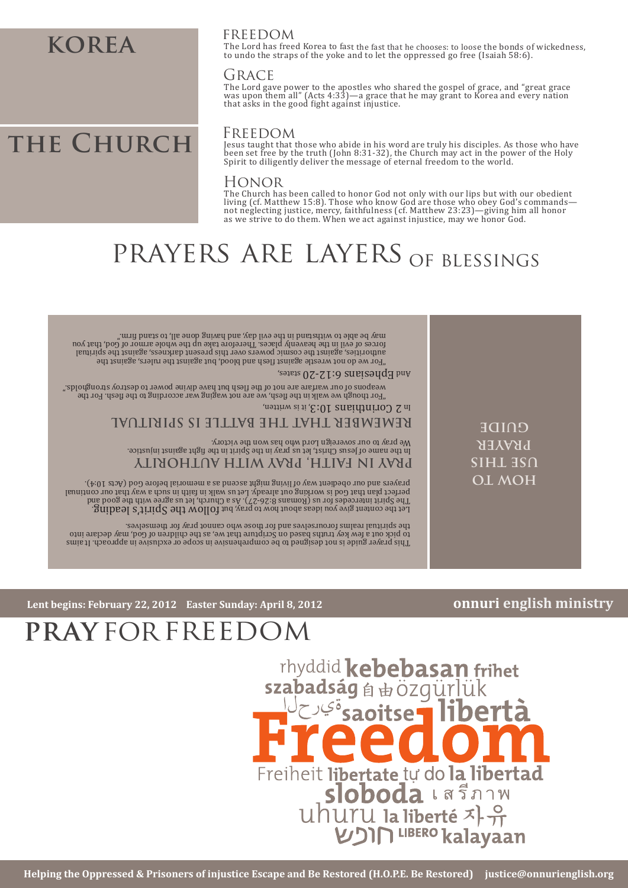## KOREA

### FREEDOM

The Lord has freed Korea to fast the fast that he chooses: to loose the bonds of wickedness, to undo the straps of the yoke and to let the oppressed go free (Isaiah 58:6).

### GRACE

The Lord gave power to the apostles who shared the gospel of grace, and "great grace was upon them all" (Acts 4:33)—a grace that he may grant to Korea and every nation that asks in the good fight against injustice.

## THE CHURCH

### FREEDOM

Jesus taught that those who abide in his word are truly his disciples. As those who have been set free by the truth (John 8:31-32), the Church may act in the power of the Holy Spirit to diligently deliver the message of eternal freedom to the world.

### HONOR

The Church has been called to honor God not only with our lips but with our obedient living (cf. Matthew 15:8). Those who know God are those who obey God's commands—not neglecting justice, mercy, faithfulness (cf. Matthew 23:23)—giving him all honor as we strive to do them. When we act against injustice, may we honor God.

# PRAYERS ARE LAYERS OF BLESSINGS

## HOW TO USE THIS PRAYER GUIDE

This prayer guide is not designed to be comprehensive in scope or exclusive in approach. It aims to pick out a few key truths based on Scripture that we, as the children of God, may declare into the spiritual realms for ourselves and for those who cannot pray for themselves.

Let the content give you ideas about how to pray, but follow the Spirit's leading. The Spirit intercedes for us (Romans 8:26-27). As a Church, let us agree with the good and perfect plan that God is working out already. Let us walk in faith in such a way that our continual prayers and our obedient way of living might ascend as a memorial before God (Acts 10:4).

### PRAY IN FAITH, PRAY WITH AUTHORITY

In the name of Jesus Christ, let us pray in the Spirit in the fight against injustice. We pray to our sovereign Lord who has won the victory.

### REMEMBER THAT THE BATTLE IS SPIRITUAL

In 2 Corinthians 10:3, it is written,

"For though we walk in the flesh, we are not waging war according to the flesh. For the weapons of our warfare are not of the flesh but have divine power to destroy strongholds."

And Ephesians 6:12-20 states,

"For we do not wrestle against flesh and blood, but against the rulers, against the authorities, against the cosmic powers over this present darkness, against the spiritual forces of evil in the heavenly places. Therefore take up the whole armor of God, that you may be able to withstand in the evil day, and having done all, to stand firm."

Lent begins: February 22, 2012  Easter Sunday: April 8, 2012

**onnuri english ministry**

# PRAY FOR FREEDOM

rhyddid **kebebasan** **frihet** **szabadság** 自由 özgürlük الحرية **saoitse** **libertà** **Freedom** Freiheit **libertate** tự do **la libertad** **sloboda** เสรีภาพ uhuru **la liberté** 자유 חופש **LIBERO** **kalayaan**

**Helping the Oppressed & Prisoners of injustice Escape and Be Restored (H.O.P.E. Be Restored)  justice@onnurienglish.org**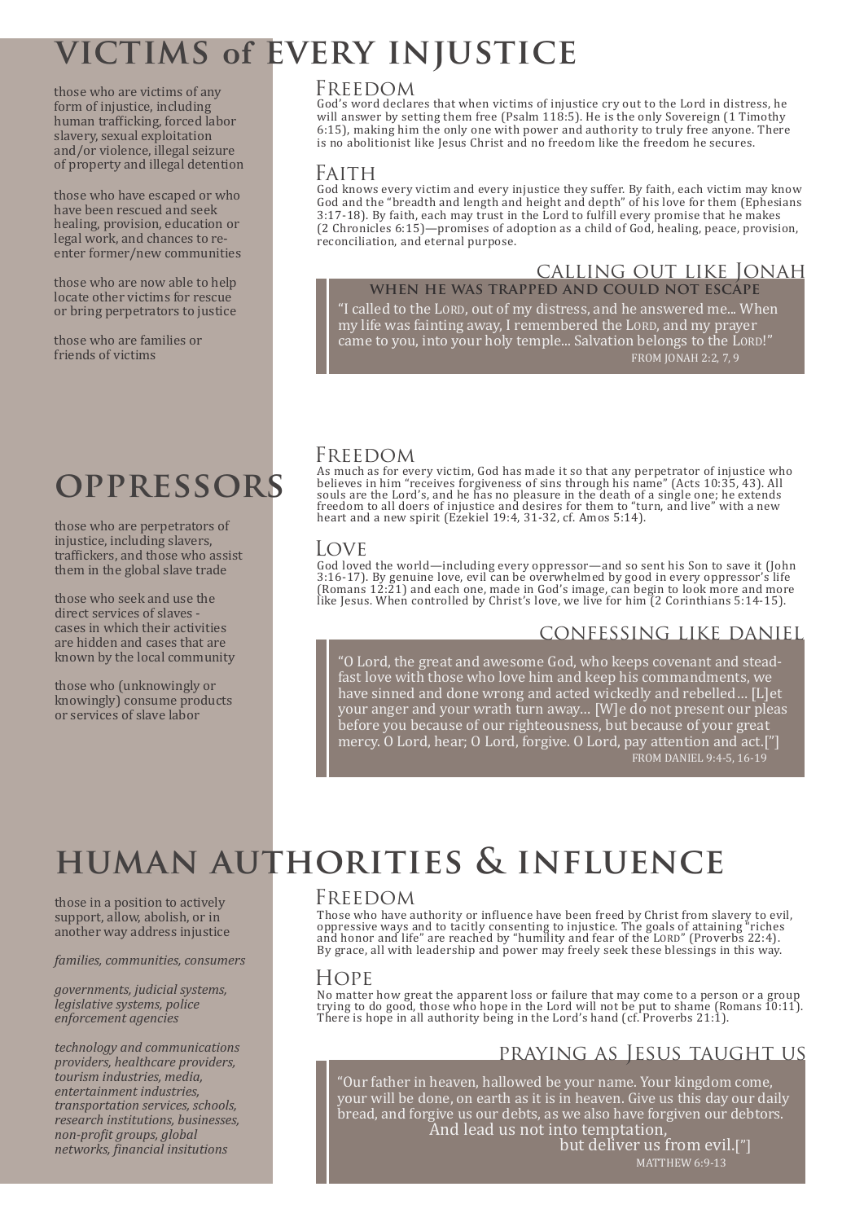# VICTIMS of EVERY INJUSTICE

those who are victims of any form of injustice, including human trafficking, forced labor slavery, sexual exploitation and/or violence, illegal seizure of property and illegal detention

those who have escaped or who have been rescued and seek healing, provision, education or legal work, and chances to re-enter former/new communities

those who are now able to help locate other victims for rescue or bring perpetrators to justice

those who are families or friends of victims

## Freedom

God's word declares that when victims of injustice cry out to the Lord in distress, he will answer by setting them free (Psalm 118:5). He is the only Sovereign (1 Timothy 6:15), making him the only one with power and authority to truly free anyone. There is no abolitionist like Jesus Christ and no freedom like the freedom he secures.

## Faith

God knows every victim and every injustice they suffer. By faith, each victim may know God and the "breadth and length and height and depth" of his love for them (Ephesians 3:17-18). By faith, each may trust in the Lord to fulfill every promise that he makes (2 Chronicles 6:15)—promises of adoption as a child of God, healing, peace, provision, reconciliation, and eternal purpose.

### calling out like Jonah

**when he was trapped and could not escape**

> "I called to the Lord, out of my distress, and he answered me... When my life was fainting away, I remembered the Lord, and my prayer came to you, into your holy temple... Salvation belongs to the Lord!"
>
> FROM JONAH 2:2, 7, 9

# OPPRESSORS

those who are perpetrators of injustice, including slavers, traffickers, and those who assist them in the global slave trade

those who seek and use the direct services of slaves - cases in which their activities are hidden and cases that are known by the local community

those who (unknowingly or knowingly) consume products or services of slave labor

## Freedom

As much as for every victim, God has made it so that any perpetrator of injustice who believes in him "receives forgiveness of sins through his name" (Acts 10:35, 43). All souls are the Lord's, and he has no pleasure in the death of a single one; he extends freedom to all doers of injustice and desires for them to "turn, and live" with a new heart and a new spirit (Ezekiel 19:4, 31-32, cf. Amos 5:14).

## Love

God loved the world—including every oppressor—and so sent his Son to save it (John 3:16-17). By genuine love, evil can be overwhelmed by good in every oppressor's life (Romans 12:21) and each one, made in God's image, can begin to look more and more like Jesus. When controlled by Christ's love, we live for him (2 Corinthians 5:14-15).

### confessing like daniel

> "O Lord, the great and awesome God, who keeps covenant and steadfast love with those who love him and keep his commandments, we have sinned and done wrong and acted wickedly and rebelled... [L]et your anger and your wrath turn away... [W]e do not present our pleas before you because of our righteousness, but because of your great mercy. O Lord, hear; O Lord, forgive. O Lord, pay attention and act.["]
>
> FROM DANIEL 9:4-5, 16-19

# HUMAN AUTHORITIES & INFLUENCE

those in a position to actively support, allow, abolish, or in another way address injustice

*families, communities, consumers*

*governments, judicial systems, legislative systems, police enforcement agencies*

*technology and communications providers, healthcare providers, tourism industries, media, entertainment industries, transportation services, schools, research institutions, businesses, non-profit groups, global networks, financial insitutions*

## Freedom

Those who have authority or influence have been freed by Christ from slavery to evil, oppressive ways and to tacitly consenting to injustice. The goals of attaining "riches and honor and life" are reached by "humility and fear of the Lord" (Proverbs 22:4). By grace, all with leadership and power may freely seek these blessings in this way.

## Hope

No matter how great the apparent loss or failure that may come to a person or a group trying to do good, those who hope in the Lord will not be put to shame (Romans 10:11). There is hope in all authority being in the Lord's hand (cf. Proverbs 21:1).

### praying as Jesus taught us

> "Our father in heaven, hallowed be your name. Your kingdom come, your will be done, on earth as it is in heaven. Give us this day our daily bread, and forgive us our debts, as we also have forgiven our debtors. And lead us not into temptation, but deliver us from evil.["]
>
> MATTHEW 6:9-13